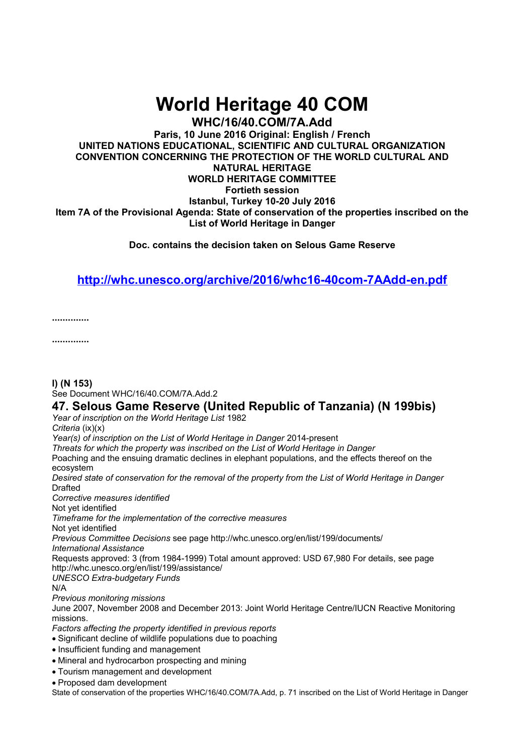# World Heritage 40 COM

## WHC/16/40.COM/7A.Add

**Paris, 10 June 2016 Original: English / French**
**UNITED NATIONS EDUCATIONAL, SCIENTIFIC AND CULTURAL ORGANIZATION**
**CONVENTION CONCERNING THE PROTECTION OF THE WORLD CULTURAL AND NATURAL HERITAGE**
**WORLD HERITAGE COMMITTEE**
**Fortieth session**
**Istanbul, Turkey 10-20 July 2016**
**Item 7A of the Provisional Agenda: State of conservation of the properties inscribed on the List of World Heritage in Danger**

**Doc. contains the decision taken on Selous Game Reserve**

**http://whc.unesco.org/archive/2016/whc16-40com-7AAdd-en.pdf**

**.............**

**.............**

**I) (N 153)**
See Document WHC/16/40.COM/7A.Add.2

## 47. Selous Game Reserve (United Republic of Tanzania) (N 199bis)

*Year of inscription on the World Heritage List* 1982

*Criteria* (ix)(x)

*Year(s) of inscription on the List of World Heritage in Danger* 2014-present

*Threats for which the property was inscribed on the List of World Heritage in Danger*
Poaching and the ensuing dramatic declines in elephant populations, and the effects thereof on the ecosystem

*Desired state of conservation for the removal of the property from the List of World Heritage in Danger*
Drafted

*Corrective measures identified*
Not yet identified

*Timeframe for the implementation of the corrective measures*
Not yet identified

*Previous Committee Decisions* see page http://whc.unesco.org/en/list/199/documents/

*International Assistance*
Requests approved: 3 (from 1984-1999) Total amount approved: USD 67,980 For details, see page http://whc.unesco.org/en/list/199/assistance/

*UNESCO Extra-budgetary Funds*
N/A

*Previous monitoring missions*
June 2007, November 2008 and December 2013: Joint World Heritage Centre/IUCN Reactive Monitoring missions.

*Factors affecting the property identified in previous reports*

- Significant decline of wildlife populations due to poaching
- Insufficient funding and management
- Mineral and hydrocarbon prospecting and mining
- Tourism management and development
- Proposed dam development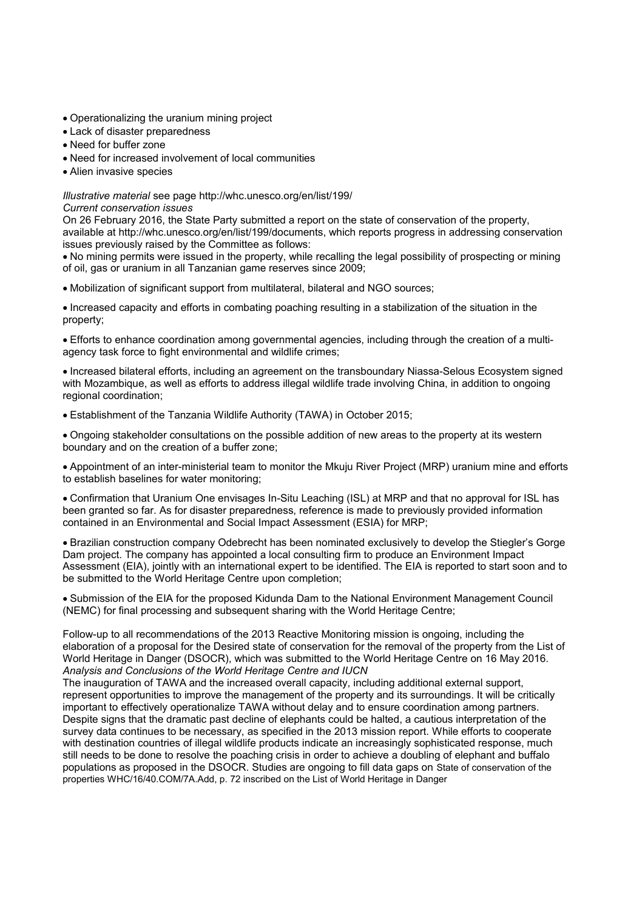- Operationalizing the uranium mining project
- Lack of disaster preparedness
- Need for buffer zone
- Need for increased involvement of local communities
- Alien invasive species

*Illustrative material* see page http://whc.unesco.org/en/list/199/

*Current conservation issues*

On 26 February 2016, the State Party submitted a report on the state of conservation of the property, available at http://whc.unesco.org/en/list/199/documents, which reports progress in addressing conservation issues previously raised by the Committee as follows:

- No mining permits were issued in the property, while recalling the legal possibility of prospecting or mining of oil, gas or uranium in all Tanzanian game reserves since 2009;
- Mobilization of significant support from multilateral, bilateral and NGO sources;
- Increased capacity and efforts in combating poaching resulting in a stabilization of the situation in the property;
- Efforts to enhance coordination among governmental agencies, including through the creation of a multi-agency task force to fight environmental and wildlife crimes;
- Increased bilateral efforts, including an agreement on the transboundary Niassa-Selous Ecosystem signed with Mozambique, as well as efforts to address illegal wildlife trade involving China, in addition to ongoing regional coordination;
- Establishment of the Tanzania Wildlife Authority (TAWA) in October 2015;
- Ongoing stakeholder consultations on the possible addition of new areas to the property at its western boundary and on the creation of a buffer zone;
- Appointment of an inter-ministerial team to monitor the Mkuju River Project (MRP) uranium mine and efforts to establish baselines for water monitoring;
- Confirmation that Uranium One envisages In-Situ Leaching (ISL) at MRP and that no approval for ISL has been granted so far. As for disaster preparedness, reference is made to previously provided information contained in an Environmental and Social Impact Assessment (ESIA) for MRP;
- Brazilian construction company Odebrecht has been nominated exclusively to develop the Stiegler's Gorge Dam project. The company has appointed a local consulting firm to produce an Environment Impact Assessment (EIA), jointly with an international expert to be identified. The EIA is reported to start soon and to be submitted to the World Heritage Centre upon completion;
- Submission of the EIA for the proposed Kidunda Dam to the National Environment Management Council (NEMC) for final processing and subsequent sharing with the World Heritage Centre;

Follow-up to all recommendations of the 2013 Reactive Monitoring mission is ongoing, including the elaboration of a proposal for the Desired state of conservation for the removal of the property from the List of World Heritage in Danger (DSOCR), which was submitted to the World Heritage Centre on 16 May 2016.

*Analysis and Conclusions of the World Heritage Centre and IUCN*

The inauguration of TAWA and the increased overall capacity, including additional external support, represent opportunities to improve the management of the property and its surroundings. It will be critically important to effectively operationalize TAWA without delay and to ensure coordination among partners. Despite signs that the dramatic past decline of elephants could be halted, a cautious interpretation of the survey data continues to be necessary, as specified in the 2013 mission report. While efforts to cooperate with destination countries of illegal wildlife products indicate an increasingly sophisticated response, much still needs to be done to resolve the poaching crisis in order to achieve a doubling of elephant and buffalo populations as proposed in the DSOCR. Studies are ongoing to fill data gaps on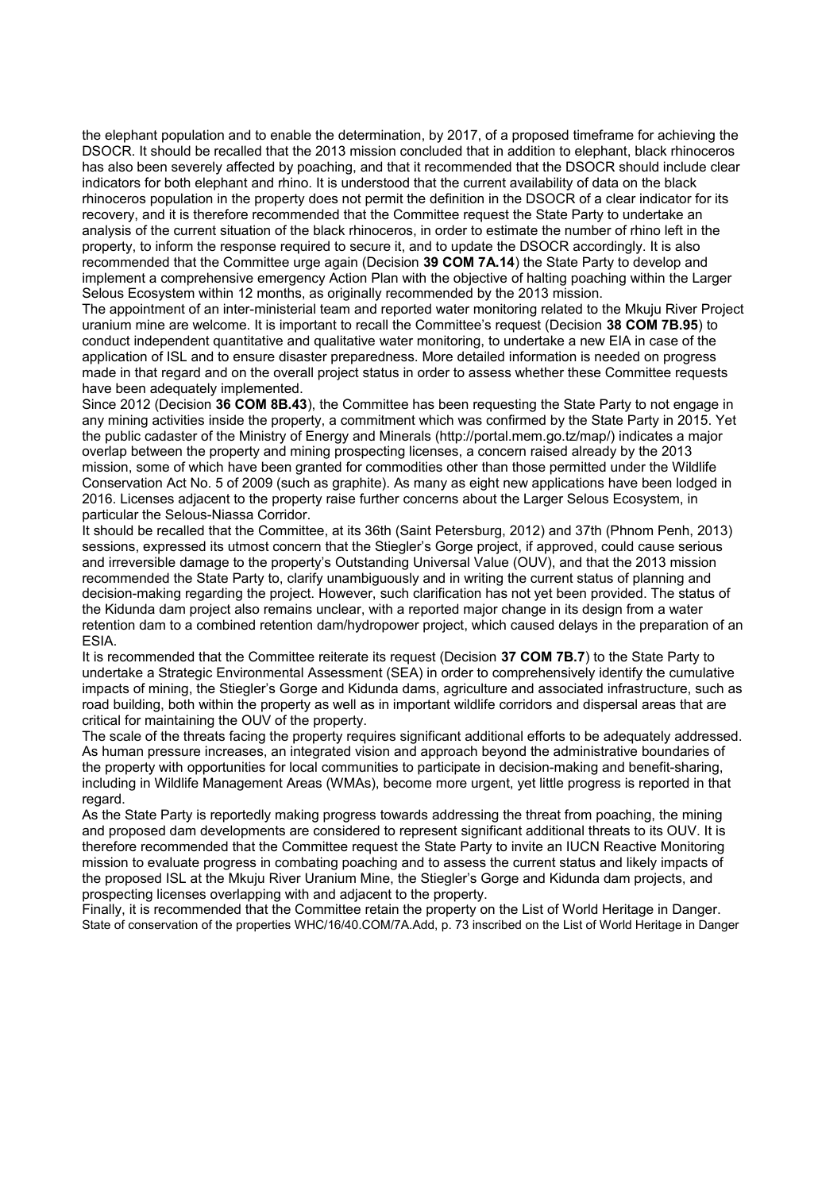the elephant population and to enable the determination, by 2017, of a proposed timeframe for achieving the DSOCR. It should be recalled that the 2013 mission concluded that in addition to elephant, black rhinoceros has also been severely affected by poaching, and that it recommended that the DSOCR should include clear indicators for both elephant and rhino. It is understood that the current availability of data on the black rhinoceros population in the property does not permit the definition in the DSOCR of a clear indicator for its recovery, and it is therefore recommended that the Committee request the State Party to undertake an analysis of the current situation of the black rhinoceros, in order to estimate the number of rhino left in the property, to inform the response required to secure it, and to update the DSOCR accordingly. It is also recommended that the Committee urge again (Decision **39 COM 7A.14**) the State Party to develop and implement a comprehensive emergency Action Plan with the objective of halting poaching within the Larger Selous Ecosystem within 12 months, as originally recommended by the 2013 mission.

The appointment of an inter-ministerial team and reported water monitoring related to the Mkuju River Project uranium mine are welcome. It is important to recall the Committee's request (Decision **38 COM 7B.95**) to conduct independent quantitative and qualitative water monitoring, to undertake a new EIA in case of the application of ISL and to ensure disaster preparedness. More detailed information is needed on progress made in that regard and on the overall project status in order to assess whether these Committee requests have been adequately implemented.

Since 2012 (Decision **36 COM 8B.43**), the Committee has been requesting the State Party to not engage in any mining activities inside the property, a commitment which was confirmed by the State Party in 2015. Yet the public cadaster of the Ministry of Energy and Minerals (http://portal.mem.go.tz/map/) indicates a major overlap between the property and mining prospecting licenses, a concern raised already by the 2013 mission, some of which have been granted for commodities other than those permitted under the Wildlife Conservation Act No. 5 of 2009 (such as graphite). As many as eight new applications have been lodged in 2016. Licenses adjacent to the property raise further concerns about the Larger Selous Ecosystem, in particular the Selous-Niassa Corridor.

It should be recalled that the Committee, at its 36th (Saint Petersburg, 2012) and 37th (Phnom Penh, 2013) sessions, expressed its utmost concern that the Stiegler's Gorge project, if approved, could cause serious and irreversible damage to the property's Outstanding Universal Value (OUV), and that the 2013 mission recommended the State Party to, clarify unambiguously and in writing the current status of planning and decision-making regarding the project. However, such clarification has not yet been provided. The status of the Kidunda dam project also remains unclear, with a reported major change in its design from a water retention dam to a combined retention dam/hydropower project, which caused delays in the preparation of an ESIA.

It is recommended that the Committee reiterate its request (Decision **37 COM 7B.7**) to the State Party to undertake a Strategic Environmental Assessment (SEA) in order to comprehensively identify the cumulative impacts of mining, the Stiegler's Gorge and Kidunda dams, agriculture and associated infrastructure, such as road building, both within the property as well as in important wildlife corridors and dispersal areas that are critical for maintaining the OUV of the property.

The scale of the threats facing the property requires significant additional efforts to be adequately addressed. As human pressure increases, an integrated vision and approach beyond the administrative boundaries of the property with opportunities for local communities to participate in decision-making and benefit-sharing, including in Wildlife Management Areas (WMAs), become more urgent, yet little progress is reported in that regard.

As the State Party is reportedly making progress towards addressing the threat from poaching, the mining and proposed dam developments are considered to represent significant additional threats to its OUV. It is therefore recommended that the Committee request the State Party to invite an IUCN Reactive Monitoring mission to evaluate progress in combating poaching and to assess the current status and likely impacts of the proposed ISL at the Mkuju River Uranium Mine, the Stiegler's Gorge and Kidunda dam projects, and prospecting licenses overlapping with and adjacent to the property.

Finally, it is recommended that the Committee retain the property on the List of World Heritage in Danger.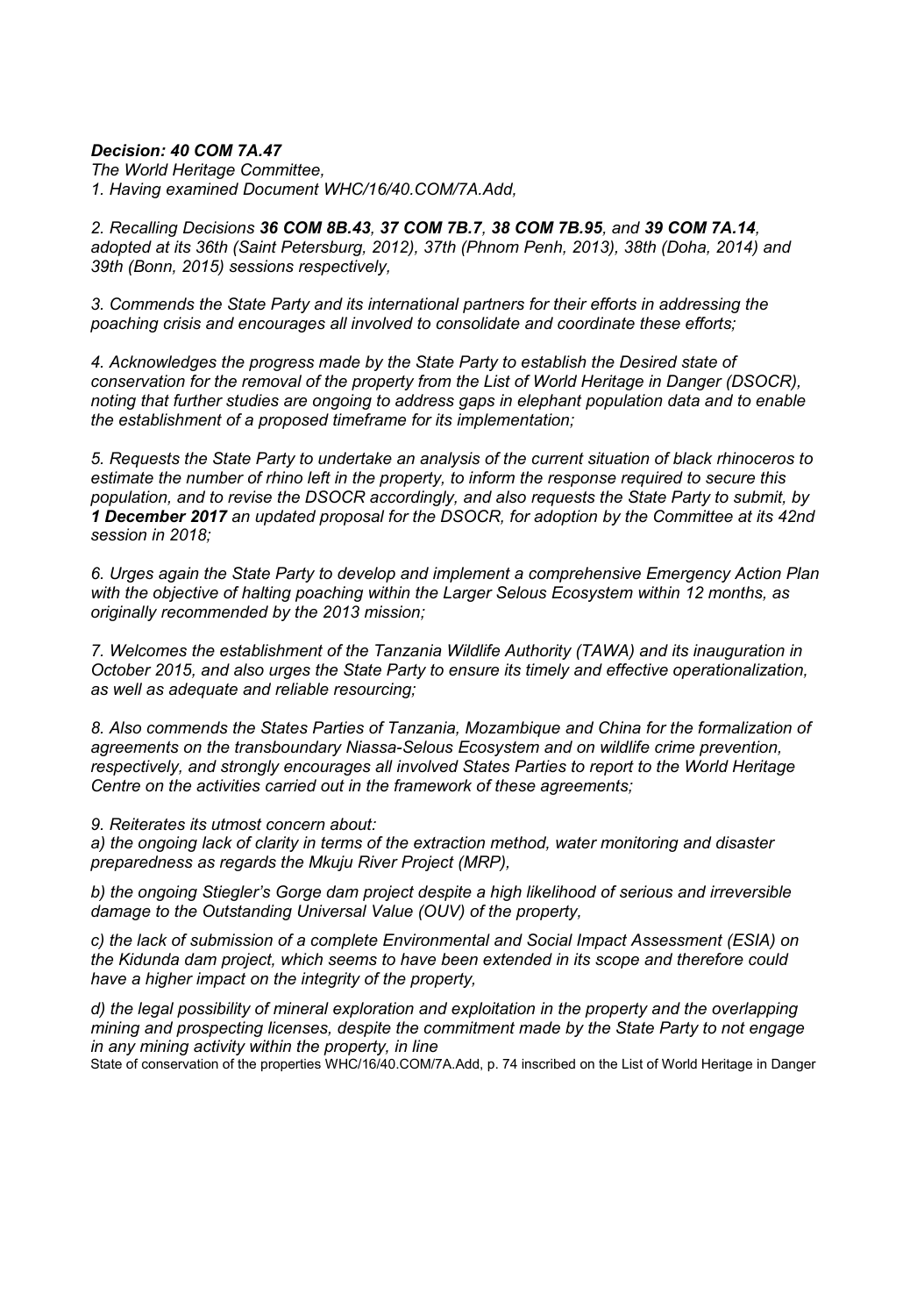***Decision: 40 COM 7A.47***

*The World Heritage Committee,*

*1. Having examined Document WHC/16/40.COM/7A.Add,*

*2. Recalling Decisions **36 COM 8B.43**, **37 COM 7B.7**, **38 COM 7B.95**, and **39 COM 7A.14**, adopted at its 36th (Saint Petersburg, 2012), 37th (Phnom Penh, 2013), 38th (Doha, 2014) and 39th (Bonn, 2015) sessions respectively,*

*3. Commends the State Party and its international partners for their efforts in addressing the poaching crisis and encourages all involved to consolidate and coordinate these efforts;*

*4. Acknowledges the progress made by the State Party to establish the Desired state of conservation for the removal of the property from the List of World Heritage in Danger (DSOCR), noting that further studies are ongoing to address gaps in elephant population data and to enable the establishment of a proposed timeframe for its implementation;*

*5. Requests the State Party to undertake an analysis of the current situation of black rhinoceros to estimate the number of rhino left in the property, to inform the response required to secure this population, and to revise the DSOCR accordingly, and also requests the State Party to submit, by **1 December 2017** an updated proposal for the DSOCR, for adoption by the Committee at its 42nd session in 2018;*

*6. Urges again the State Party to develop and implement a comprehensive Emergency Action Plan with the objective of halting poaching within the Larger Selous Ecosystem within 12 months, as originally recommended by the 2013 mission;*

*7. Welcomes the establishment of the Tanzania Wildlife Authority (TAWA) and its inauguration in October 2015, and also urges the State Party to ensure its timely and effective operationalization, as well as adequate and reliable resourcing;*

*8. Also commends the States Parties of Tanzania, Mozambique and China for the formalization of agreements on the transboundary Niassa-Selous Ecosystem and on wildlife crime prevention, respectively, and strongly encourages all involved States Parties to report to the World Heritage Centre on the activities carried out in the framework of these agreements;*

*9. Reiterates its utmost concern about:*

*a) the ongoing lack of clarity in terms of the extraction method, water monitoring and disaster preparedness as regards the Mkuju River Project (MRP),*

*b) the ongoing Stiegler's Gorge dam project despite a high likelihood of serious and irreversible damage to the Outstanding Universal Value (OUV) of the property,*

*c) the lack of submission of a complete Environmental and Social Impact Assessment (ESIA) on the Kidunda dam project, which seems to have been extended in its scope and therefore could have a higher impact on the integrity of the property,*

*d) the legal possibility of mineral exploration and exploitation in the property and the overlapping mining and prospecting licenses, despite the commitment made by the State Party to not engage in any mining activity within the property, in line*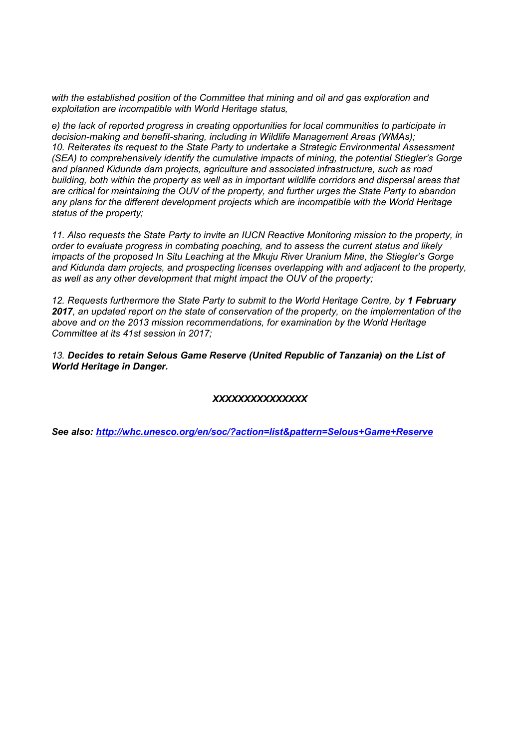*with the established position of the Committee that mining and oil and gas exploration and exploitation are incompatible with World Heritage status,*

*e) the lack of reported progress in creating opportunities for local communities to participate in decision-making and benefit-sharing, including in Wildlife Management Areas (WMAs);*
*10. Reiterates its request to the State Party to undertake a Strategic Environmental Assessment (SEA) to comprehensively identify the cumulative impacts of mining, the potential Stiegler's Gorge and planned Kidunda dam projects, agriculture and associated infrastructure, such as road building, both within the property as well as in important wildlife corridors and dispersal areas that are critical for maintaining the OUV of the property, and further urges the State Party to abandon any plans for the different development projects which are incompatible with the World Heritage status of the property;*

*11. Also requests the State Party to invite an IUCN Reactive Monitoring mission to the property, in order to evaluate progress in combating poaching, and to assess the current status and likely impacts of the proposed In Situ Leaching at the Mkuju River Uranium Mine, the Stiegler's Gorge and Kidunda dam projects, and prospecting licenses overlapping with and adjacent to the property, as well as any other development that might impact the OUV of the property;*

*12. Requests furthermore the State Party to submit to the World Heritage Centre, by* ***1 February 2017****, an updated report on the state of conservation of the property, on the implementation of the above and on the 2013 mission recommendations, for examination by the World Heritage Committee at its 41st session in 2017;*

*13.* ***Decides to retain Selous Game Reserve (United Republic of Tanzania) on the List of World Heritage in Danger.***

***XXXXXXXXXXXXXXX***

***See also: [http://whc.unesco.org/en/soc/?action=list&pattern=Selous+Game+Reserve](http://whc.unesco.org/en/soc/?action=list&pattern=Selous+Game+Reserve)***